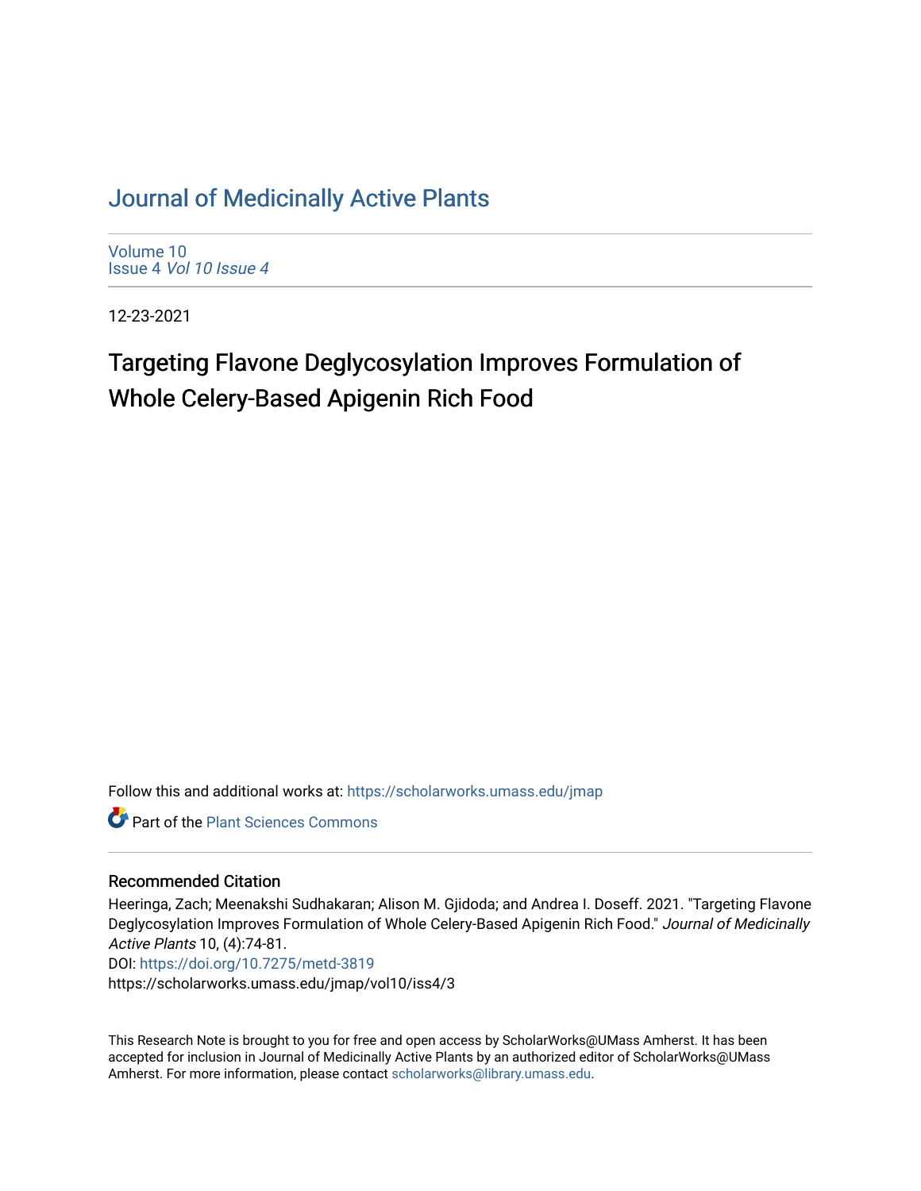# Journal of Medicinally Active Plants

Volume 10
Issue 4 *Vol 10 Issue 4*

12-23-2021

## Targeting Flavone Deglycosylation Improves Formulation of Whole Celery-Based Apigenin Rich Food

Follow this and additional works at: https://scholarworks.umass.edu/jmap

Part of the Plant Sciences Commons

### Recommended Citation

Heeringa, Zach; Meenakshi Sudhakaran; Alison M. Gjidoda; and Andrea I. Doseff. 2021. "Targeting Flavone Deglycosylation Improves Formulation of Whole Celery-Based Apigenin Rich Food." *Journal of Medicinally Active Plants* 10, (4):74-81.
DOI: https://doi.org/10.7275/metd-3819
https://scholarworks.umass.edu/jmap/vol10/iss4/3

This Research Note is brought to you for free and open access by ScholarWorks@UMass Amherst. It has been accepted for inclusion in Journal of Medicinally Active Plants by an authorized editor of ScholarWorks@UMass Amherst. For more information, please contact scholarworks@library.umass.edu.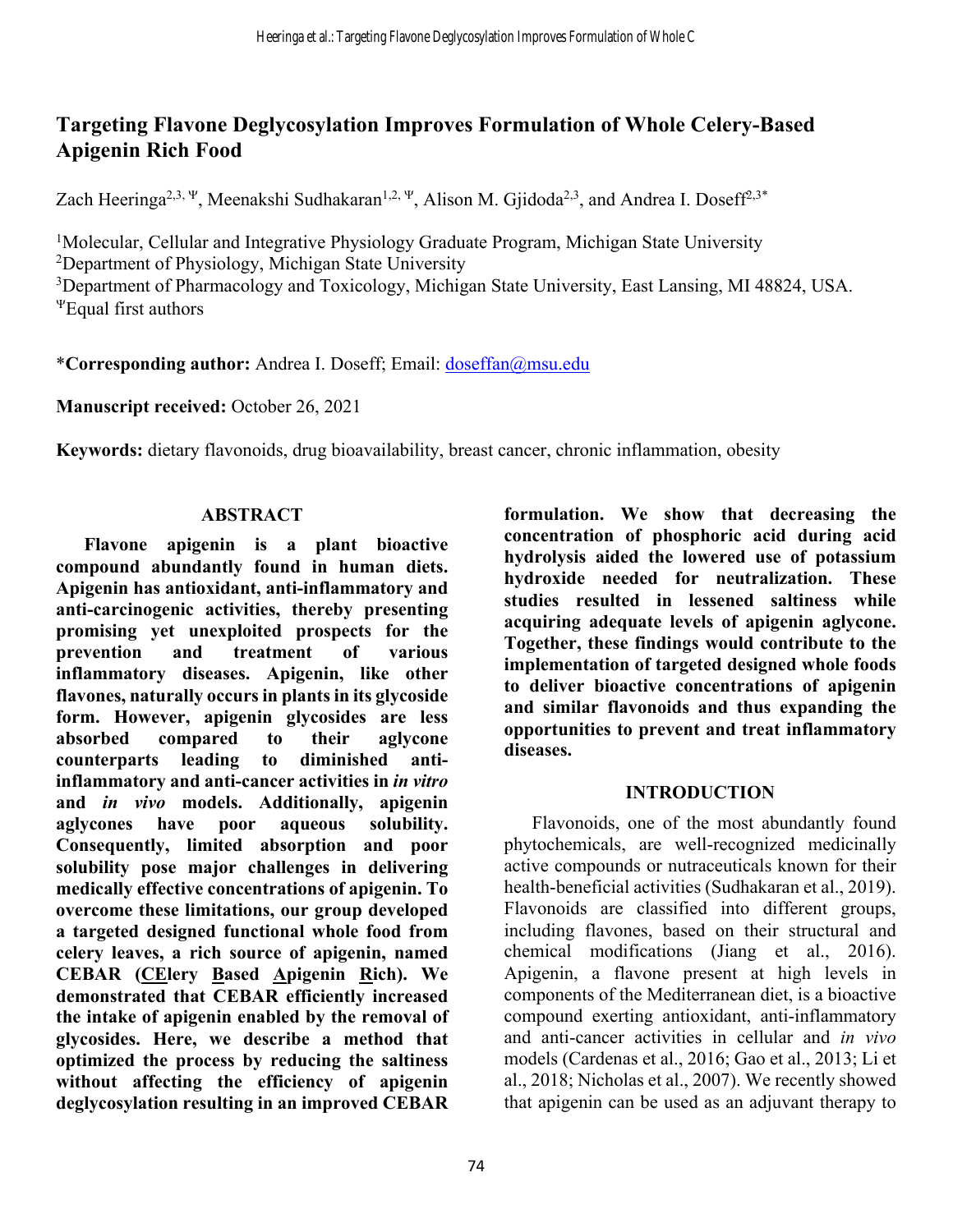# Targeting Flavone Deglycosylation Improves Formulation of Whole Celery-Based Apigenin Rich Food

Zach Heeringa[2,3,Ψ], Meenakshi Sudhakaran[1,2,Ψ], Alison M. Gjidoda[2,3], and Andrea I. Doseff[2,3*]

[1]Molecular, Cellular and Integrative Physiology Graduate Program, Michigan State University
[2]Department of Physiology, Michigan State University
[3]Department of Pharmacology and Toxicology, Michigan State University, East Lansing, MI 48824, USA.
[Ψ]Equal first authors

***Corresponding author:** Andrea I. Doseff; Email: doseffan@msu.edu

**Manuscript received:** October 26, 2021

**Keywords:** dietary flavonoids, drug bioavailability, breast cancer, chronic inflammation, obesity

## ABSTRACT

**Flavone apigenin is a plant bioactive compound abundantly found in human diets. Apigenin has antioxidant, anti-inflammatory and anti-carcinogenic activities, thereby presenting promising yet unexploited prospects for the prevention and treatment of various inflammatory diseases. Apigenin, like other flavones, naturally occurs in plants in its glycoside form. However, apigenin glycosides are less absorbed compared to their aglycone counterparts leading to diminished anti-inflammatory and anti-cancer activities in *in vitro* and *in vivo* models. Additionally, apigenin aglycones have poor aqueous solubility. Consequently, limited absorption and poor solubility pose major challenges in delivering medically effective concentrations of apigenin. To overcome these limitations, our group developed a targeted designed functional whole food from celery leaves, a rich source of apigenin, named CEBAR (<u>CE</u>lery <u>B</u>ased <u>A</u>pigenin <u>R</u>ich). We demonstrated that CEBAR efficiently increased the intake of apigenin enabled by the removal of glycosides. Here, we describe a method that optimized the process by reducing the saltiness without affecting the efficiency of apigenin deglycosylation resulting in an improved CEBAR formulation. We show that decreasing the concentration of phosphoric acid during acid hydrolysis aided the lowered use of potassium hydroxide needed for neutralization. These studies resulted in lessened saltiness while acquiring adequate levels of apigenin aglycone. Together, these findings would contribute to the implementation of targeted designed whole foods to deliver bioactive concentrations of apigenin and similar flavonoids and thus expanding the opportunities to prevent and treat inflammatory diseases.**

## INTRODUCTION

Flavonoids, one of the most abundantly found phytochemicals, are well-recognized medicinally active compounds or nutraceuticals known for their health-beneficial activities (Sudhakaran et al., 2019). Flavonoids are classified into different groups, including flavones, based on their structural and chemical modifications (Jiang et al., 2016). Apigenin, a flavone present at high levels in components of the Mediterranean diet, is a bioactive compound exerting antioxidant, anti-inflammatory and anti-cancer activities in cellular and *in vivo* models (Cardenas et al., 2016; Gao et al., 2013; Li et al., 2018; Nicholas et al., 2007). We recently showed that apigenin can be used as an adjuvant therapy to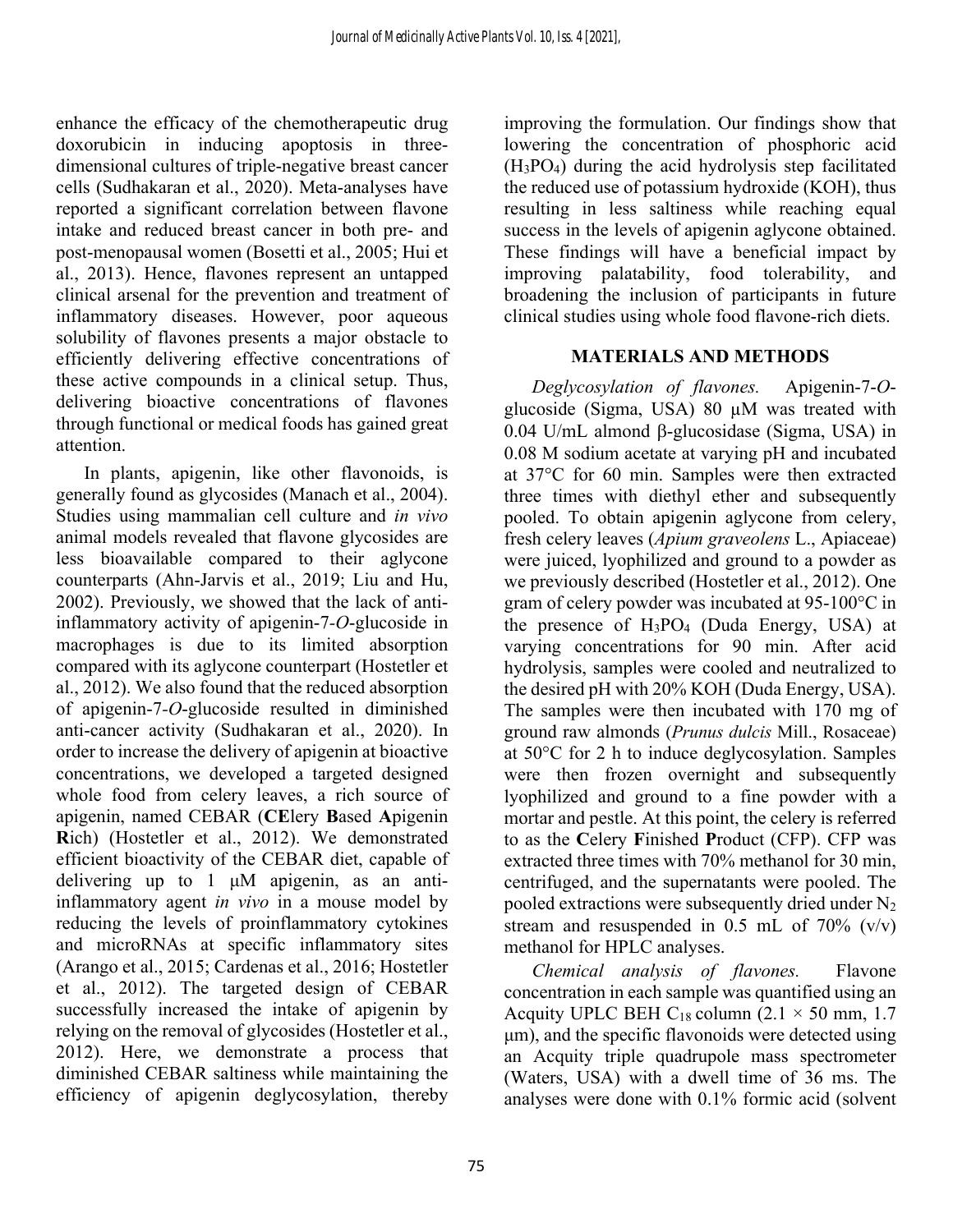enhance the efficacy of the chemotherapeutic drug doxorubicin in inducing apoptosis in three-dimensional cultures of triple-negative breast cancer cells (Sudhakaran et al., 2020). Meta-analyses have reported a significant correlation between flavone intake and reduced breast cancer in both pre- and post-menopausal women (Bosetti et al., 2005; Hui et al., 2013). Hence, flavones represent an untapped clinical arsenal for the prevention and treatment of inflammatory diseases. However, poor aqueous solubility of flavones presents a major obstacle to efficiently delivering effective concentrations of these active compounds in a clinical setup. Thus, delivering bioactive concentrations of flavones through functional or medical foods has gained great attention.

In plants, apigenin, like other flavonoids, is generally found as glycosides (Manach et al., 2004). Studies using mammalian cell culture and *in vivo* animal models revealed that flavone glycosides are less bioavailable compared to their aglycone counterparts (Ahn-Jarvis et al., 2019; Liu and Hu, 2002). Previously, we showed that the lack of anti-inflammatory activity of apigenin-7-*O*-glucoside in macrophages is due to its limited absorption compared with its aglycone counterpart (Hostetler et al., 2012). We also found that the reduced absorption of apigenin-7-*O*-glucoside resulted in diminished anti-cancer activity (Sudhakaran et al., 2020). In order to increase the delivery of apigenin at bioactive concentrations, we developed a targeted designed whole food from celery leaves, a rich source of apigenin, named CEBAR (**CE**lery **B**ased **A**pigenin **R**ich) (Hostetler et al., 2012). We demonstrated efficient bioactivity of the CEBAR diet, capable of delivering up to 1 μM apigenin, as an anti-inflammatory agent *in vivo* in a mouse model by reducing the levels of proinflammatory cytokines and microRNAs at specific inflammatory sites (Arango et al., 2015; Cardenas et al., 2016; Hostetler et al., 2012). The targeted design of CEBAR successfully increased the intake of apigenin by relying on the removal of glycosides (Hostetler et al., 2012). Here, we demonstrate a process that diminished CEBAR saltiness while maintaining the efficiency of apigenin deglycosylation, thereby improving the formulation. Our findings show that lowering the concentration of phosphoric acid ($H_3PO_4$) during the acid hydrolysis step facilitated the reduced use of potassium hydroxide (KOH), thus resulting in less saltiness while reaching equal success in the levels of apigenin aglycone obtained. These findings will have a beneficial impact by improving palatability, food tolerability, and broadening the inclusion of participants in future clinical studies using whole food flavone-rich diets.

## MATERIALS AND METHODS

*Deglycosylation of flavones.* Apigenin-7-*O*-glucoside (Sigma, USA) 80 μM was treated with 0.04 U/mL almond β-glucosidase (Sigma, USA) in 0.08 M sodium acetate at varying pH and incubated at 37°C for 60 min. Samples were then extracted three times with diethyl ether and subsequently pooled. To obtain apigenin aglycone from celery, fresh celery leaves (*Apium graveolens* L., Apiaceae) were juiced, lyophilized and ground to a powder as we previously described (Hostetler et al., 2012). One gram of celery powder was incubated at 95-100°C in the presence of $H_3PO_4$ (Duda Energy, USA) at varying concentrations for 90 min. After acid hydrolysis, samples were cooled and neutralized to the desired pH with 20% KOH (Duda Energy, USA). The samples were then incubated with 170 mg of ground raw almonds (*Prunus dulcis* Mill., Rosaceae) at 50°C for 2 h to induce deglycosylation. Samples were then frozen overnight and subsequently lyophilized and ground to a fine powder with a mortar and pestle. At this point, the celery is referred to as the **C**elery **F**inished **P**roduct (CFP). CFP was extracted three times with 70% methanol for 30 min, centrifuged, and the supernatants were pooled. The pooled extractions were subsequently dried under $N_2$ stream and resuspended in 0.5 mL of 70% (v/v) methanol for HPLC analyses.

*Chemical analysis of flavones.* Flavone concentration in each sample was quantified using an Acquity UPLC BEH $C_{18}$ column (2.1 × 50 mm, 1.7 μm), and the specific flavonoids were detected using an Acquity triple quadrupole mass spectrometer (Waters, USA) with a dwell time of 36 ms. The analyses were done with 0.1% formic acid (solvent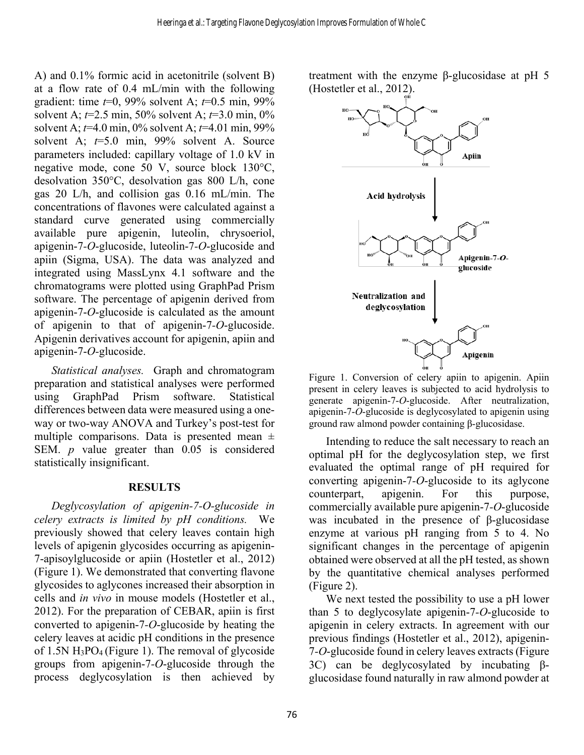A) and 0.1% formic acid in acetonitrile (solvent B) at a flow rate of 0.4 mL/min with the following gradient: time $t$=0, 99% solvent A; $t$=0.5 min, 99% solvent A; $t$=2.5 min, 50% solvent A; $t$=3.0 min, 0% solvent A; $t$=4.0 min, 0% solvent A; $t$=4.01 min, 99% solvent A; $t$=5.0 min, 99% solvent A. Source parameters included: capillary voltage of 1.0 kV in negative mode, cone 50 V, source block 130°C, desolvation 350°C, desolvation gas 800 L/h, cone gas 20 L/h, and collision gas 0.16 mL/min. The concentrations of flavones were calculated against a standard curve generated using commercially available pure apigenin, luteolin, chrysoeriol, apigenin-7-*O*-glucoside, luteolin-7-*O*-glucoside and apiin (Sigma, USA). The data was analyzed and integrated using MassLynx 4.1 software and the chromatograms were plotted using GraphPad Prism software. The percentage of apigenin derived from apigenin-7-*O*-glucoside is calculated as the amount of apigenin to that of apigenin-7-*O*-glucoside. Apigenin derivatives account for apigenin, apiin and apigenin-7-*O*-glucoside.

*Statistical analyses.* Graph and chromatogram preparation and statistical analyses were performed using GraphPad Prism software. Statistical differences between data were measured using a one-way or two-way ANOVA and Turkey's post-test for multiple comparisons. Data is presented mean ± SEM. $p$ value greater than 0.05 is considered statistically insignificant.

## RESULTS

*Deglycosylation of apigenin-7-O-glucoside in celery extracts is limited by pH conditions.* We previously showed that celery leaves contain high levels of apigenin glycosides occurring as apigenin-7-apisoylglucoside or apiin (Hostetler et al., 2012) (Figure 1). We demonstrated that converting flavone glycosides to aglycones increased their absorption in cells and *in vivo* in mouse models (Hostetler et al., 2012). For the preparation of CEBAR, apiin is first converted to apigenin-7-*O*-glucoside by heating the celery leaves at acidic pH conditions in the presence of 1.5N $H_3PO_4$ (Figure 1). The removal of glycoside groups from apigenin-7-*O*-glucoside through the process deglycosylation is then achieved by treatment with the enzyme β-glucosidase at pH 5 (Hostetler et al., 2012).

Figure 1. Conversion of celery apiin to apigenin. Apiin present in celery leaves is subjected to acid hydrolysis to generate apigenin-7-*O*-glucoside. After neutralization, apigenin-7-*O*-glucoside is deglycosylated to apigenin using ground raw almond powder containing β-glucosidase.

Intending to reduce the salt necessary to reach an optimal pH for the deglycosylation step, we first evaluated the optimal range of pH required for converting apigenin-7-*O*-glucoside to its aglycone counterpart, apigenin. For this purpose, commercially available pure apigenin-7-*O*-glucoside was incubated in the presence of β-glucosidase enzyme at various pH ranging from 5 to 4. No significant changes in the percentage of apigenin obtained were observed at all the pH tested, as shown by the quantitative chemical analyses performed (Figure 2).

We next tested the possibility to use a pH lower than 5 to deglycosylate apigenin-7-*O*-glucoside to apigenin in celery extracts. In agreement with our previous findings (Hostetler et al., 2012), apigenin-7-*O*-glucoside found in celery leaves extracts (Figure 3C) can be deglycosylated by incubating β-glucosidase found naturally in raw almond powder at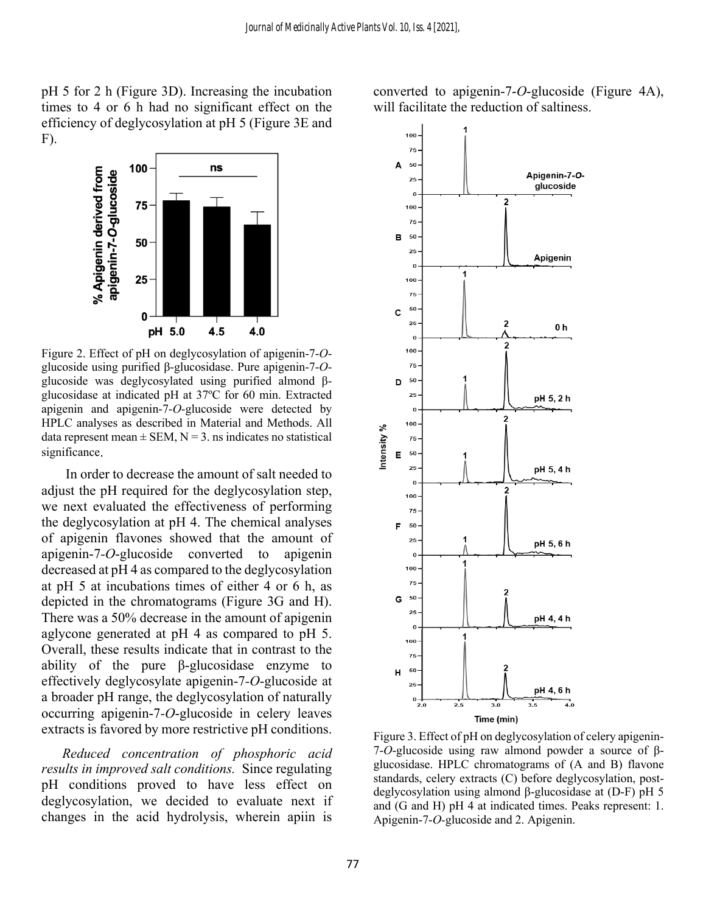pH 5 for 2 h (Figure 3D). Increasing the incubation times to 4 or 6 h had no significant effect on the efficiency of deglycosylation at pH 5 (Figure 3E and F).

Figure 2. Effect of pH on deglycosylation of apigenin-7-*O*-glucoside using purified β-glucosidase. Pure apigenin-7-*O*-glucoside was deglycosylated using purified almond β-glucosidase at indicated pH at 37ºC for 60 min. Extracted apigenin and apigenin-7-*O*-glucoside were detected by HPLC analyses as described in Material and Methods. All data represent mean ± SEM, N = 3. ns indicates no statistical significance.

In order to decrease the amount of salt needed to adjust the pH required for the deglycosylation step, we next evaluated the effectiveness of performing the deglycosylation at pH 4. The chemical analyses of apigenin flavones showed that the amount of apigenin-7-*O*-glucoside converted to apigenin decreased at pH 4 as compared to the deglycosylation at pH 5 at incubations times of either 4 or 6 h, as depicted in the chromatograms (Figure 3G and H). There was a 50% decrease in the amount of apigenin aglycone generated at pH 4 as compared to pH 5. Overall, these results indicate that in contrast to the ability of the pure β-glucosidase enzyme to effectively deglycosylate apigenin-7-*O*-glucoside at a broader pH range, the deglycosylation of naturally occurring apigenin-7-*O*-glucoside in celery leaves extracts is favored by more restrictive pH conditions.

*Reduced concentration of phosphoric acid results in improved salt conditions.* Since regulating pH conditions proved to have less effect on deglycosylation, we decided to evaluate next if changes in the acid hydrolysis, wherein apiin is converted to apigenin-7-*O*-glucoside (Figure 4A), will facilitate the reduction of saltiness.

Figure 3. Effect of pH on deglycosylation of celery apigenin-7-*O*-glucoside using raw almond powder a source of β-glucosidase. HPLC chromatograms of (A and B) flavone standards, celery extracts (C) before deglycosylation, post-deglycosylation using almond β-glucosidase at (D-F) pH 5 and (G and H) pH 4 at indicated times. Peaks represent: 1. Apigenin-7-*O*-glucoside and 2. Apigenin.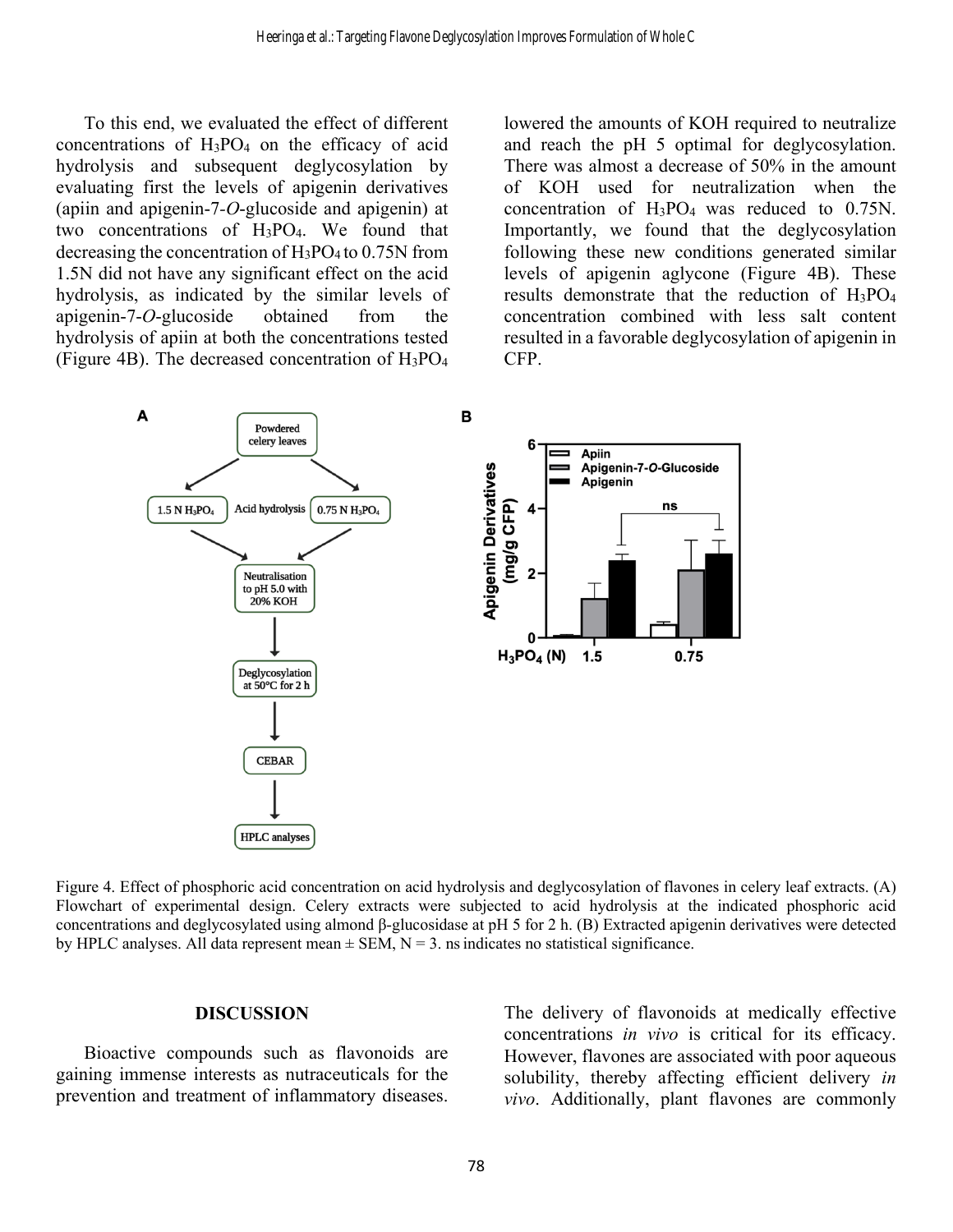To this end, we evaluated the effect of different concentrations of $H_3PO_4$ on the efficacy of acid hydrolysis and subsequent deglycosylation by evaluating first the levels of apigenin derivatives (apiin and apigenin-7-*O*-glucoside and apigenin) at two concentrations of $H_3PO_4$. We found that decreasing the concentration of $H_3PO_4$ to 0.75N from 1.5N did not have any significant effect on the acid hydrolysis, as indicated by the similar levels of apigenin-7-*O*-glucoside obtained from the hydrolysis of apiin at both the concentrations tested (Figure 4B). The decreased concentration of $H_3PO_4$ lowered the amounts of KOH required to neutralize and reach the pH 5 optimal for deglycosylation. There was almost a decrease of 50% in the amount of KOH used for neutralization when the concentration of $H_3PO_4$ was reduced to 0.75N. Importantly, we found that the deglycosylation following these new conditions generated similar levels of apigenin aglycone (Figure 4B). These results demonstrate that the reduction of $H_3PO_4$ concentration combined with less salt content resulted in a favorable deglycosylation of apigenin in CFP.

Figure 4. Effect of phosphoric acid concentration on acid hydrolysis and deglycosylation of flavones in celery leaf extracts. (A) Flowchart of experimental design. Celery extracts were subjected to acid hydrolysis at the indicated phosphoric acid concentrations and deglycosylated using almond β-glucosidase at pH 5 for 2 h. (B) Extracted apigenin derivatives were detected by HPLC analyses. All data represent mean ± SEM, N = 3. ns indicates no statistical significance.

## DISCUSSION

Bioactive compounds such as flavonoids are gaining immense interests as nutraceuticals for the prevention and treatment of inflammatory diseases. The delivery of flavonoids at medically effective concentrations *in vivo* is critical for its efficacy. However, flavones are associated with poor aqueous solubility, thereby affecting efficient delivery *in vivo*. Additionally, plant flavones are commonly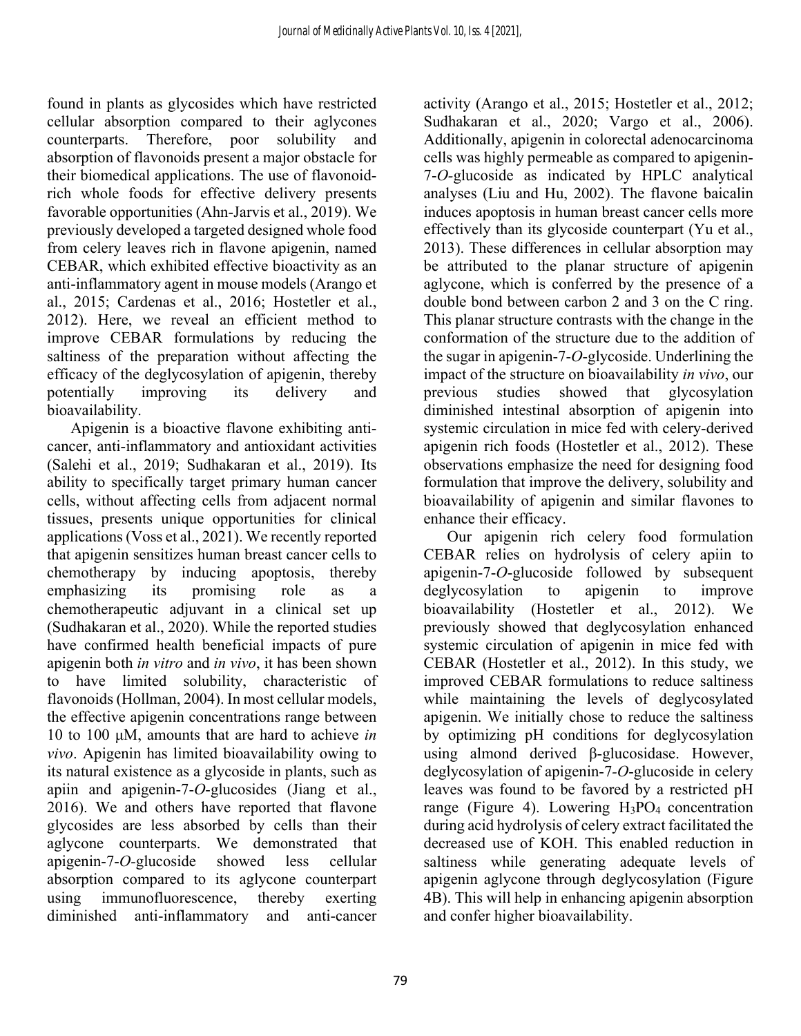found in plants as glycosides which have restricted cellular absorption compared to their aglycones counterparts. Therefore, poor solubility and absorption of flavonoids present a major obstacle for their biomedical applications. The use of flavonoid-rich whole foods for effective delivery presents favorable opportunities (Ahn-Jarvis et al., 2019). We previously developed a targeted designed whole food from celery leaves rich in flavone apigenin, named CEBAR, which exhibited effective bioactivity as an anti-inflammatory agent in mouse models (Arango et al., 2015; Cardenas et al., 2016; Hostetler et al., 2012). Here, we reveal an efficient method to improve CEBAR formulations by reducing the saltiness of the preparation without affecting the efficacy of the deglycosylation of apigenin, thereby potentially improving its delivery and bioavailability.

Apigenin is a bioactive flavone exhibiting anti-cancer, anti-inflammatory and antioxidant activities (Salehi et al., 2019; Sudhakaran et al., 2019). Its ability to specifically target primary human cancer cells, without affecting cells from adjacent normal tissues, presents unique opportunities for clinical applications (Voss et al., 2021). We recently reported that apigenin sensitizes human breast cancer cells to chemotherapy by inducing apoptosis, thereby emphasizing its promising role as a chemotherapeutic adjuvant in a clinical set up (Sudhakaran et al., 2020). While the reported studies have confirmed health beneficial impacts of pure apigenin both *in vitro* and *in vivo*, it has been shown to have limited solubility, characteristic of flavonoids (Hollman, 2004). In most cellular models, the effective apigenin concentrations range between 10 to 100 μM, amounts that are hard to achieve *in vivo*. Apigenin has limited bioavailability owing to its natural existence as a glycoside in plants, such as apiin and apigenin-7-*O*-glucosides (Jiang et al., 2016). We and others have reported that flavone glycosides are less absorbed by cells than their aglycone counterparts. We demonstrated that apigenin-7-*O*-glucoside showed less cellular absorption compared to its aglycone counterpart using immunofluorescence, thereby exerting diminished anti-inflammatory and anti-cancer activity (Arango et al., 2015; Hostetler et al., 2012; Sudhakaran et al., 2020; Vargo et al., 2006). Additionally, apigenin in colorectal adenocarcinoma cells was highly permeable as compared to apigenin-7-*O*-glucoside as indicated by HPLC analytical analyses (Liu and Hu, 2002). The flavone baicalin induces apoptosis in human breast cancer cells more effectively than its glycoside counterpart (Yu et al., 2013). These differences in cellular absorption may be attributed to the planar structure of apigenin aglycone, which is conferred by the presence of a double bond between carbon 2 and 3 on the C ring. This planar structure contrasts with the change in the conformation of the structure due to the addition of the sugar in apigenin-7-*O*-glycoside. Underlining the impact of the structure on bioavailability *in vivo*, our previous studies showed that glycosylation diminished intestinal absorption of apigenin into systemic circulation in mice fed with celery-derived apigenin rich foods (Hostetler et al., 2012). These observations emphasize the need for designing food formulation that improve the delivery, solubility and bioavailability of apigenin and similar flavones to enhance their efficacy.

Our apigenin rich celery food formulation CEBAR relies on hydrolysis of celery apiin to apigenin-7-*O*-glucoside followed by subsequent deglycosylation to apigenin to improve bioavailability (Hostetler et al., 2012). We previously showed that deglycosylation enhanced systemic circulation of apigenin in mice fed with CEBAR (Hostetler et al., 2012). In this study, we improved CEBAR formulations to reduce saltiness while maintaining the levels of deglycosylated apigenin. We initially chose to reduce the saltiness by optimizing pH conditions for deglycosylation using almond derived β-glucosidase. However, deglycosylation of apigenin-7-*O*-glucoside in celery leaves was found to be favored by a restricted pH range (Figure 4). Lowering $H_3PO_4$ concentration during acid hydrolysis of celery extract facilitated the decreased use of KOH. This enabled reduction in saltiness while generating adequate levels of apigenin aglycone through deglycosylation (Figure 4B). This will help in enhancing apigenin absorption and confer higher bioavailability.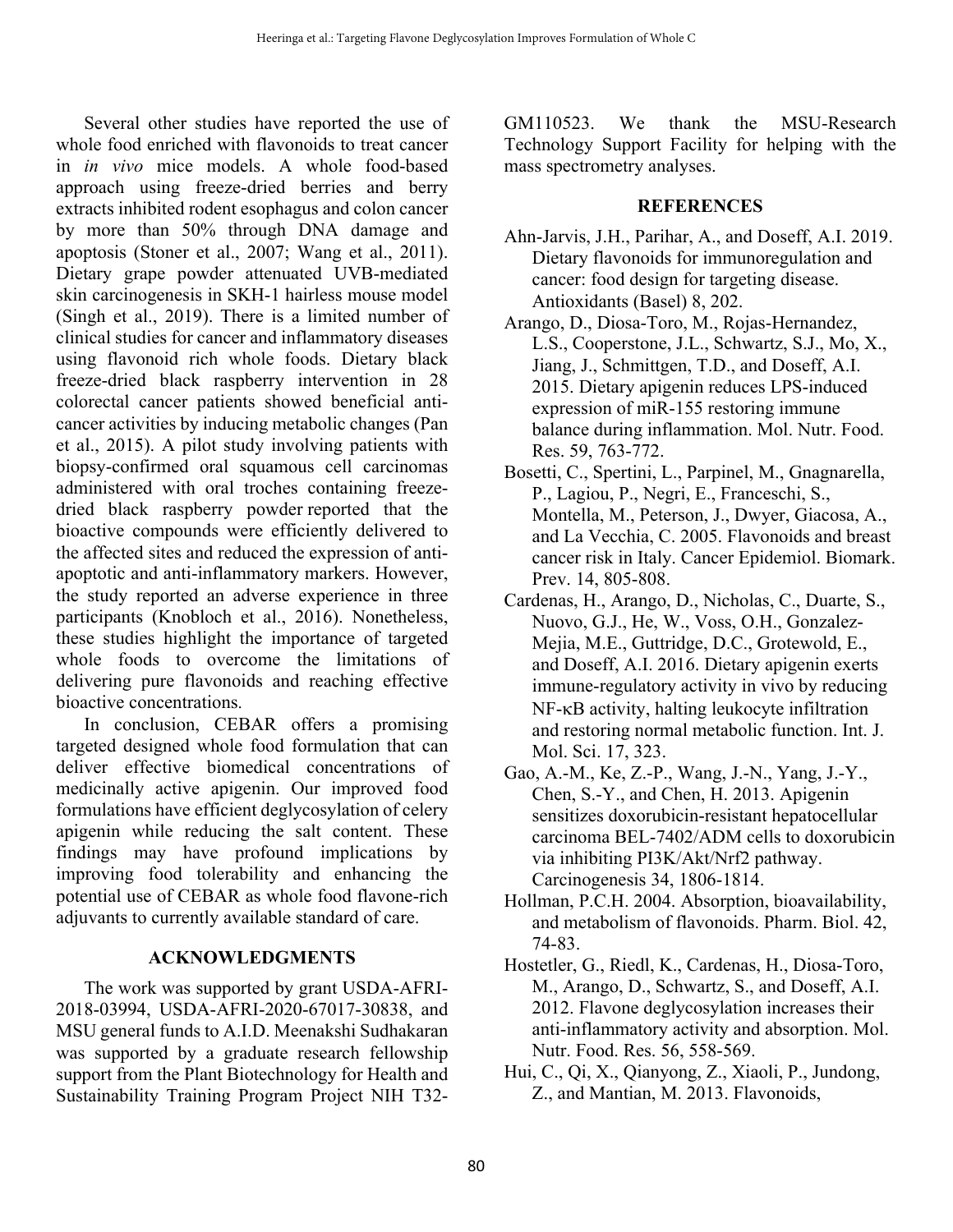Several other studies have reported the use of whole food enriched with flavonoids to treat cancer in *in vivo* mice models. A whole food-based approach using freeze-dried berries and berry extracts inhibited rodent esophagus and colon cancer by more than 50% through DNA damage and apoptosis (Stoner et al., 2007; Wang et al., 2011). Dietary grape powder attenuated UVB-mediated skin carcinogenesis in SKH-1 hairless mouse model (Singh et al., 2019). There is a limited number of clinical studies for cancer and inflammatory diseases using flavonoid rich whole foods. Dietary black freeze-dried black raspberry intervention in 28 colorectal cancer patients showed beneficial anti-cancer activities by inducing metabolic changes (Pan et al., 2015). A pilot study involving patients with biopsy-confirmed oral squamous cell carcinomas administered with oral troches containing freeze-dried black raspberry powder reported that the bioactive compounds were efficiently delivered to the affected sites and reduced the expression of anti-apoptotic and anti-inflammatory markers. However, the study reported an adverse experience in three participants (Knobloch et al., 2016). Nonetheless, these studies highlight the importance of targeted whole foods to overcome the limitations of delivering pure flavonoids and reaching effective bioactive concentrations.

In conclusion, CEBAR offers a promising targeted designed whole food formulation that can deliver effective biomedical concentrations of medicinally active apigenin. Our improved food formulations have efficient deglycosylation of celery apigenin while reducing the salt content. These findings may have profound implications by improving food tolerability and enhancing the potential use of CEBAR as whole food flavone-rich adjuvants to currently available standard of care.

## ACKNOWLEDGMENTS

The work was supported by grant USDA-AFRI-2018-03994, USDA-AFRI-2020-67017-30838, and MSU general funds to A.I.D. Meenakshi Sudhakaran was supported by a graduate research fellowship support from the Plant Biotechnology for Health and Sustainability Training Program Project NIH T32-GM110523. We thank the MSU-Research Technology Support Facility for helping with the mass spectrometry analyses.

## REFERENCES

Ahn-Jarvis, J.H., Parihar, A., and Doseff, A.I. 2019. Dietary flavonoids for immunoregulation and cancer: food design for targeting disease. Antioxidants (Basel) 8, 202.

Arango, D., Diosa-Toro, M., Rojas-Hernandez, L.S., Cooperstone, J.L., Schwartz, S.J., Mo, X., Jiang, J., Schmittgen, T.D., and Doseff, A.I. 2015. Dietary apigenin reduces LPS-induced expression of miR-155 restoring immune balance during inflammation. Mol. Nutr. Food. Res. 59, 763-772.

Bosetti, C., Spertini, L., Parpinel, M., Gnagnarella, P., Lagiou, P., Negri, E., Franceschi, S., Montella, M., Peterson, J., Dwyer, Giacosa, A., and La Vecchia, C. 2005. Flavonoids and breast cancer risk in Italy. Cancer Epidemiol. Biomark. Prev. 14, 805-808.

Cardenas, H., Arango, D., Nicholas, C., Duarte, S., Nuovo, G.J., He, W., Voss, O.H., Gonzalez-Mejia, M.E., Guttridge, D.C., Grotewold, E., and Doseff, A.I. 2016. Dietary apigenin exerts immune-regulatory activity in vivo by reducing NF-κB activity, halting leukocyte infiltration and restoring normal metabolic function. Int. J. Mol. Sci. 17, 323.

Gao, A.-M., Ke, Z.-P., Wang, J.-N., Yang, J.-Y., Chen, S.-Y., and Chen, H. 2013. Apigenin sensitizes doxorubicin-resistant hepatocellular carcinoma BEL-7402/ADM cells to doxorubicin via inhibiting PI3K/Akt/Nrf2 pathway. Carcinogenesis 34, 1806-1814.

Hollman, P.C.H. 2004. Absorption, bioavailability, and metabolism of flavonoids. Pharm. Biol. 42, 74-83.

Hostetler, G., Riedl, K., Cardenas, H., Diosa-Toro, M., Arango, D., Schwartz, S., and Doseff, A.I. 2012. Flavone deglycosylation increases their anti-inflammatory activity and absorption. Mol. Nutr. Food. Res. 56, 558-569.

Hui, C., Qi, X., Qianyong, Z., Xiaoli, P., Jundong, Z., and Mantian, M. 2013. Flavonoids,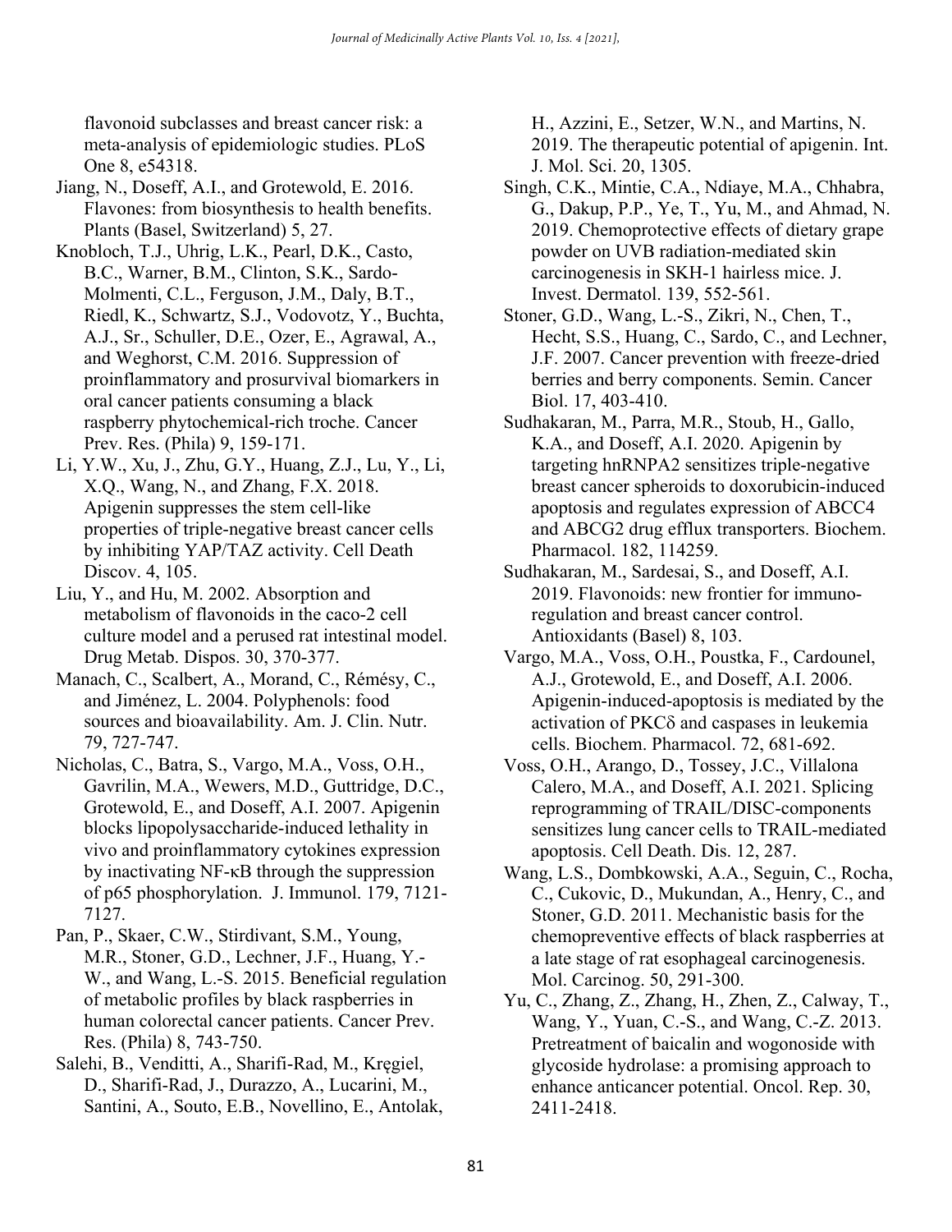flavonoid subclasses and breast cancer risk: a meta-analysis of epidemiologic studies. PLoS One 8, e54318.

Jiang, N., Doseff, A.I., and Grotewold, E. 2016. Flavones: from biosynthesis to health benefits. Plants (Basel, Switzerland) 5, 27.

Knobloch, T.J., Uhrig, L.K., Pearl, D.K., Casto, B.C., Warner, B.M., Clinton, S.K., Sardo-Molmenti, C.L., Ferguson, J.M., Daly, B.T., Riedl, K., Schwartz, S.J., Vodovotz, Y., Buchta, A.J., Sr., Schuller, D.E., Ozer, E., Agrawal, A., and Weghorst, C.M. 2016. Suppression of proinflammatory and prosurvival biomarkers in oral cancer patients consuming a black raspberry phytochemical-rich troche. Cancer Prev. Res. (Phila) 9, 159-171.

Li, Y.W., Xu, J., Zhu, G.Y., Huang, Z.J., Lu, Y., Li, X.Q., Wang, N., and Zhang, F.X. 2018. Apigenin suppresses the stem cell-like properties of triple-negative breast cancer cells by inhibiting YAP/TAZ activity. Cell Death Discov. 4, 105.

Liu, Y., and Hu, M. 2002. Absorption and metabolism of flavonoids in the caco-2 cell culture model and a perused rat intestinal model. Drug Metab. Dispos. 30, 370-377.

Manach, C., Scalbert, A., Morand, C., Rémésy, C., and Jiménez, L. 2004. Polyphenols: food sources and bioavailability. Am. J. Clin. Nutr. 79, 727-747.

Nicholas, C., Batra, S., Vargo, M.A., Voss, O.H., Gavrilin, M.A., Wewers, M.D., Guttridge, D.C., Grotewold, E., and Doseff, A.I. 2007. Apigenin blocks lipopolysaccharide-induced lethality in vivo and proinflammatory cytokines expression by inactivating NF-κB through the suppression of p65 phosphorylation. J. Immunol. 179, 7121-7127.

Pan, P., Skaer, C.W., Stirdivant, S.M., Young, M.R., Stoner, G.D., Lechner, J.F., Huang, Y.-W., and Wang, L.-S. 2015. Beneficial regulation of metabolic profiles by black raspberries in human colorectal cancer patients. Cancer Prev. Res. (Phila) 8, 743-750.

Salehi, B., Venditti, A., Sharifi-Rad, M., Kręgiel, D., Sharifi-Rad, J., Durazzo, A., Lucarini, M., Santini, A., Souto, E.B., Novellino, E., Antolak, H., Azzini, E., Setzer, W.N., and Martins, N. 2019. The therapeutic potential of apigenin. Int. J. Mol. Sci. 20, 1305.

Singh, C.K., Mintie, C.A., Ndiaye, M.A., Chhabra, G., Dakup, P.P., Ye, T., Yu, M., and Ahmad, N. 2019. Chemoprotective effects of dietary grape powder on UVB radiation-mediated skin carcinogenesis in SKH-1 hairless mice. J. Invest. Dermatol. 139, 552-561.

Stoner, G.D., Wang, L.-S., Zikri, N., Chen, T., Hecht, S.S., Huang, C., Sardo, C., and Lechner, J.F. 2007. Cancer prevention with freeze-dried berries and berry components. Semin. Cancer Biol. 17, 403-410.

Sudhakaran, M., Parra, M.R., Stoub, H., Gallo, K.A., and Doseff, A.I. 2020. Apigenin by targeting hnRNPA2 sensitizes triple-negative breast cancer spheroids to doxorubicin-induced apoptosis and regulates expression of ABCC4 and ABCG2 drug efflux transporters. Biochem. Pharmacol. 182, 114259.

Sudhakaran, M., Sardesai, S., and Doseff, A.I. 2019. Flavonoids: new frontier for immuno-regulation and breast cancer control. Antioxidants (Basel) 8, 103.

Vargo, M.A., Voss, O.H., Poustka, F., Cardounel, A.J., Grotewold, E., and Doseff, A.I. 2006. Apigenin-induced-apoptosis is mediated by the activation of PKCδ and caspases in leukemia cells. Biochem. Pharmacol. 72, 681-692.

Voss, O.H., Arango, D., Tossey, J.C., Villalona Calero, M.A., and Doseff, A.I. 2021. Splicing reprogramming of TRAIL/DISC-components sensitizes lung cancer cells to TRAIL-mediated apoptosis. Cell Death. Dis. 12, 287.

Wang, L.S., Dombkowski, A.A., Seguin, C., Rocha, C., Cukovic, D., Mukundan, A., Henry, C., and Stoner, G.D. 2011. Mechanistic basis for the chemopreventive effects of black raspberries at a late stage of rat esophageal carcinogenesis. Mol. Carcinog. 50, 291-300.

Yu, C., Zhang, Z., Zhang, H., Zhen, Z., Calway, T., Wang, Y., Yuan, C.-S., and Wang, C.-Z. 2013. Pretreatment of baicalin and wogonoside with glycoside hydrolase: a promising approach to enhance anticancer potential. Oncol. Rep. 30, 2411-2418.